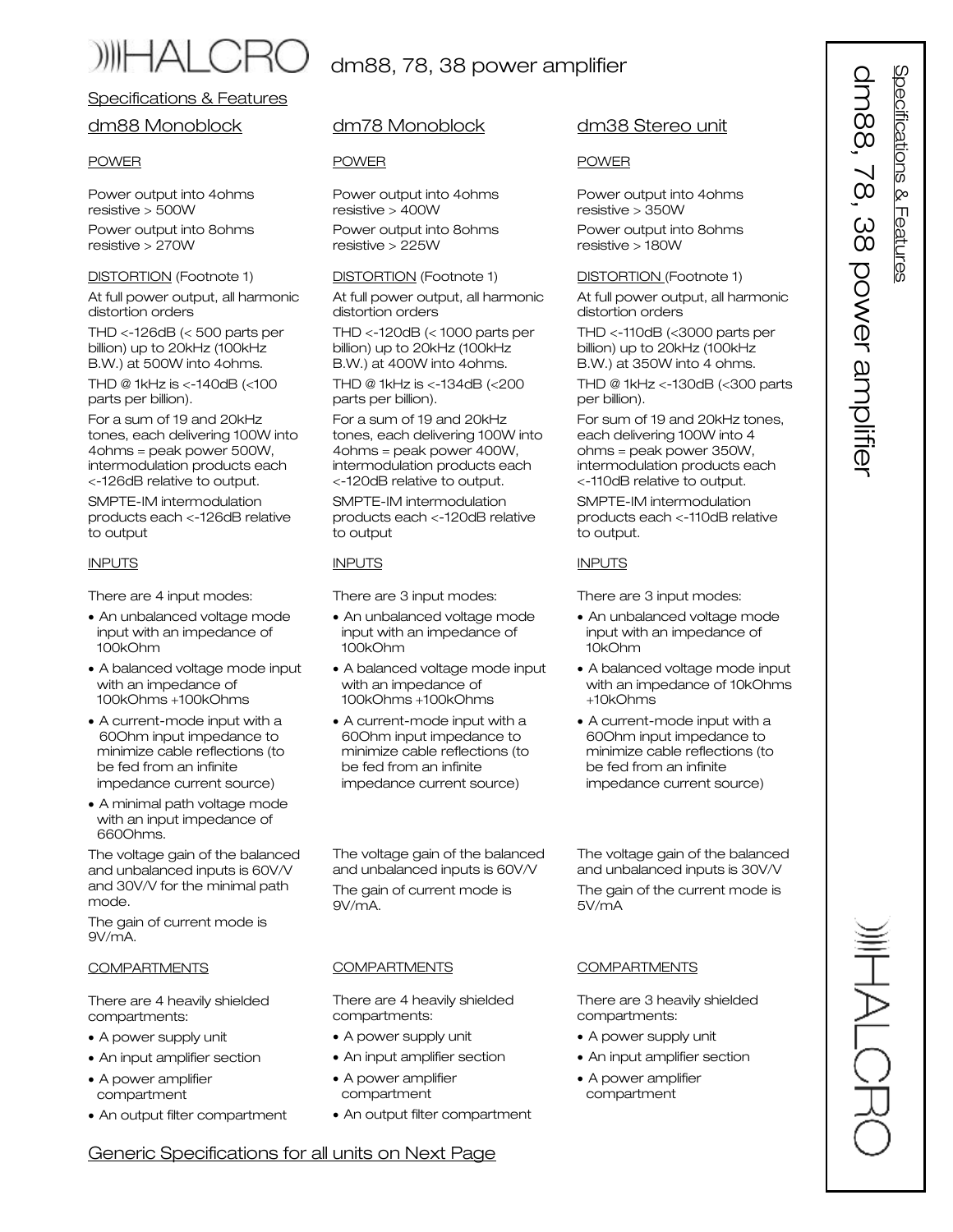# HALCRO dm88, 78, 38 power amplifier

## Specifications & Features

### dm88 Monoblock

**POWER**

Power output into 4ohms resistive > 500W

Power output into 8ohms resistive > 270W

**DISTORTION** (Footnote 1)

At full power output, all harmonic distortion orders

THD <-126dB (< 500 parts per billion) up to 20kHz (100kHz B.W.) at 500W into 4ohms.

THD @ 1kHz is <-140dB (<100 parts per billion).

For a sum of 19 and 20kHz tones, each delivering 100W into 4ohms = peak power 500W, intermodulation products each <-126dB relative to output.

SMPTE-IM intermodulation products each <-126dB relative to output

**INPUTS**

There are 4 input modes:

- An unbalanced voltage mode input with an impedance of 100kOhm
- A balanced voltage mode input with an impedance of 100kOhms +100kOhms
- A current-mode input with a 60Ohm input impedance to minimize cable reflections (to be fed from an infinite impedance current source)
- A minimal path voltage mode with an input impedance of 660Ohms.

The voltage gain of the balanced and unbalanced inputs is 60V/V and 30V/V for the minimal path mode.

The gain of current mode is 9V/mA.

**COMPARTMENTS**

There are 4 heavily shielded compartments:

- A power supply unit
- An input amplifier section
- A power amplifier compartment
- An output filter compartment

### dm78 Monoblock

**POWER**

Power output into 4ohms resistive > 400W

Power output into 8ohms resistive > 225W

**DISTORTION** (Footnote 1)

At full power output, all harmonic distortion orders

THD <-120dB (< 1000 parts per billion) up to 20kHz (100kHz B.W.) at 400W into 4ohms.

THD @ 1kHz is <-134dB (<200 parts per billion).

For a sum of 19 and 20kHz tones, each delivering 100W into 4ohms = peak power 400W, intermodulation products each <-120dB relative to output.

SMPTE-IM intermodulation products each <-120dB relative to output

**INPUTS**

There are 3 input modes:

- An unbalanced voltage mode input with an impedance of 100kOhm
- A balanced voltage mode input with an impedance of 100kOhms +100kOhms
- A current-mode input with a 60Ohm input impedance to minimize cable reflections (to be fed from an infinite impedance current source)

The voltage gain of the balanced and unbalanced inputs is 60V/V

The gain of current mode is 9V/mA.

**COMPARTMENTS**

There are 4 heavily shielded compartments:

- A power supply unit
- An input amplifier section
- A power amplifier compartment
- An output filter compartment

### dm38 Stereo unit

**POWER**

Power output into 4ohms resistive > 350W

Power output into 8ohms resistive > 180W

**DISTORTION** (Footnote 1)

At full power output, all harmonic distortion orders

THD <-110dB (<3000 parts per billion) up to 20kHz (100kHz B.W.) at 350W into 4 ohms.

THD @ 1kHz <-130dB (<300 parts per billion).

For sum of 19 and 20kHz tones, each delivering 100W into 4 ohms = peak power 350W, intermodulation products each <-110dB relative to output.

SMPTE-IM intermodulation products each <-110dB relative to output.

**INPUTS**

There are 3 input modes:

- An unbalanced voltage mode input with an impedance of 10kOhm
- A balanced voltage mode input with an impedance of 10kOhms +10kOhms
- A current-mode input with a 60Ohm input impedance to minimize cable reflections (to be fed from an infinite impedance current source)

The voltage gain of the balanced and unbalanced inputs is 30V/V

The gain of the current mode is 5V/mA

**COMPARTMENTS**

There are 3 heavily shielded compartments:

- A power supply unit
- An input amplifier section
- A power amplifier compartment

Generic Specifications for all units on Next Page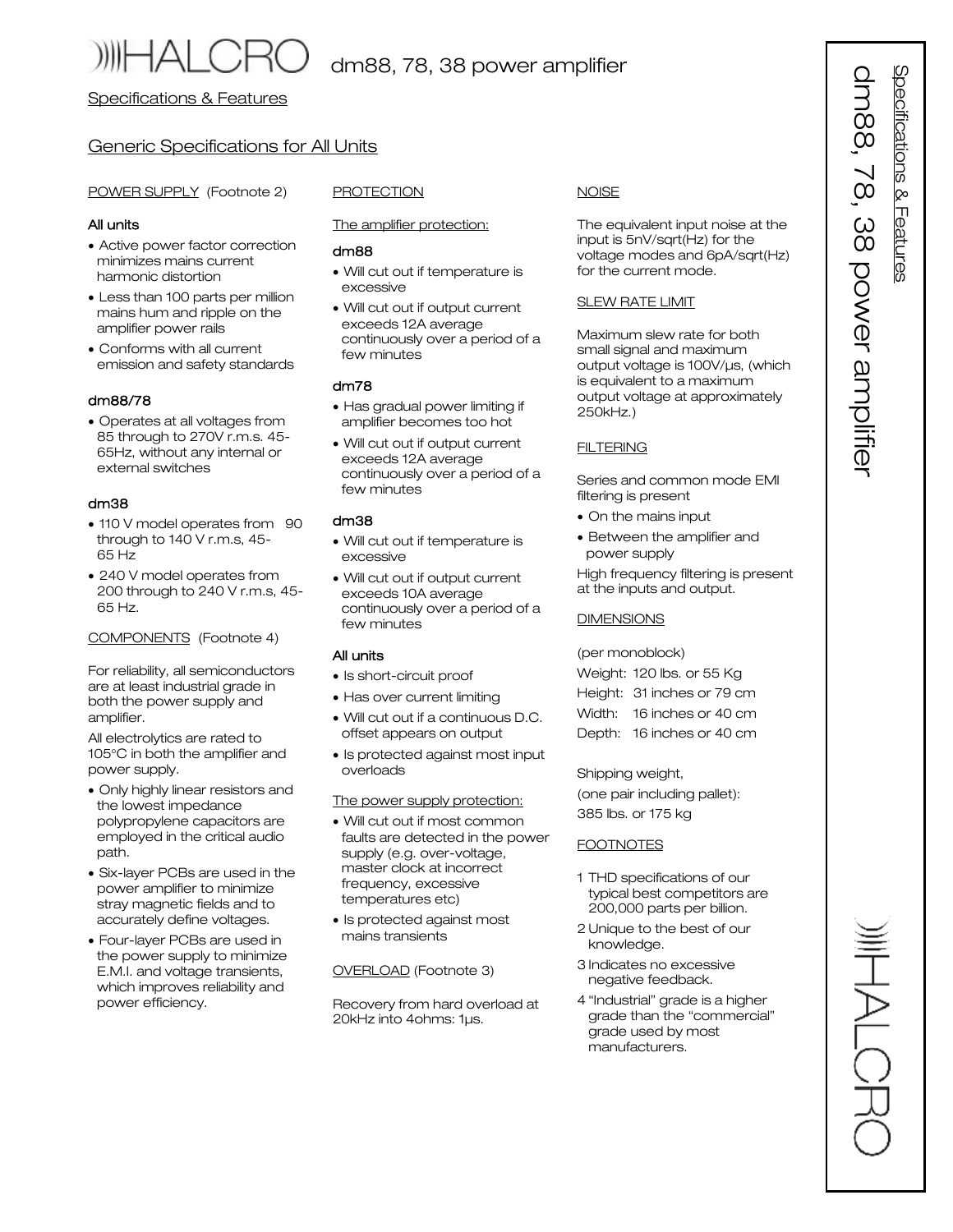# HALCRO dm88, 78, 38 power amplifier

Specifications & Features

## Generic Specifications for All Units

### POWER SUPPLY (Footnote 2)

**All units**

- Active power factor correction minimizes mains current harmonic distortion
- Less than 100 parts per million mains hum and ripple on the amplifier power rails
- Conforms with all current emission and safety standards

**dm88/78**

- Operates at all voltages from 85 through to 270V r.m.s. 45-65Hz, without any internal or external switches

**dm38**

- 110 V model operates from 90 through to 140 V r.m.s, 45-65 Hz
- 240 V model operates from 200 through to 240 V r.m.s, 45-65 Hz.

### COMPONENTS (Footnote 4)

For reliability, all semiconductors are at least industrial grade in both the power supply and amplifier.

All electrolytics are rated to 105°C in both the amplifier and power supply.

- Only highly linear resistors and the lowest impedance polypropylene capacitors are employed in the critical audio path.
- Six-layer PCBs are used in the power amplifier to minimize stray magnetic fields and to accurately define voltages.
- Four-layer PCBs are used in the power supply to minimize E.M.I. and voltage transients, which improves reliability and power efficiency.

### PROTECTION

The amplifier protection:

**dm88**

- Will cut out if temperature is excessive
- Will cut out if output current exceeds 12A average continuously over a period of a few minutes

**dm78**

- Has gradual power limiting if amplifier becomes too hot
- Will cut out if output current exceeds 12A average continuously over a period of a few minutes

**dm38**

- Will cut out if temperature is excessive
- Will cut out if output current exceeds 10A average continuously over a period of a few minutes

**All units**

- Is short-circuit proof
- Has over current limiting
- Will cut out if a continuous D.C. offset appears on output
- Is protected against most input overloads

The power supply protection:

- Will cut out if most common faults are detected in the power supply (e.g. over-voltage, master clock at incorrect frequency, excessive temperatures etc)
- Is protected against most mains transients

### OVERLOAD (Footnote 3)

Recovery from hard overload at 20kHz into 4ohms: 1µs.

### NOISE

The equivalent input noise at the input is 5nV/sqrt(Hz) for the voltage modes and 6pA/sqrt(Hz) for the current mode.

### SLEW RATE LIMIT

Maximum slew rate for both small signal and maximum output voltage is 100V/µs, (which is equivalent to a maximum output voltage at approximately 250kHz.)

### FILTERING

Series and common mode EMI filtering is present

- On the mains input
- Between the amplifier and power supply

High frequency filtering is present at the inputs and output.

### DIMENSIONS

(per monoblock)

Weight: 120 lbs. or 55 Kg
Height: 31 inches or 79 cm
Width: 16 inches or 40 cm
Depth: 16 inches or 40 cm

Shipping weight,
(one pair including pallet):
385 lbs. or 175 kg

### FOOTNOTES

1 THD specifications of our typical best competitors are 200,000 parts per billion.
2 Unique to the best of our knowledge.
3 Indicates no excessive negative feedback.
4 "Industrial" grade is a higher grade than the "commercial" grade used by most manufacturers.